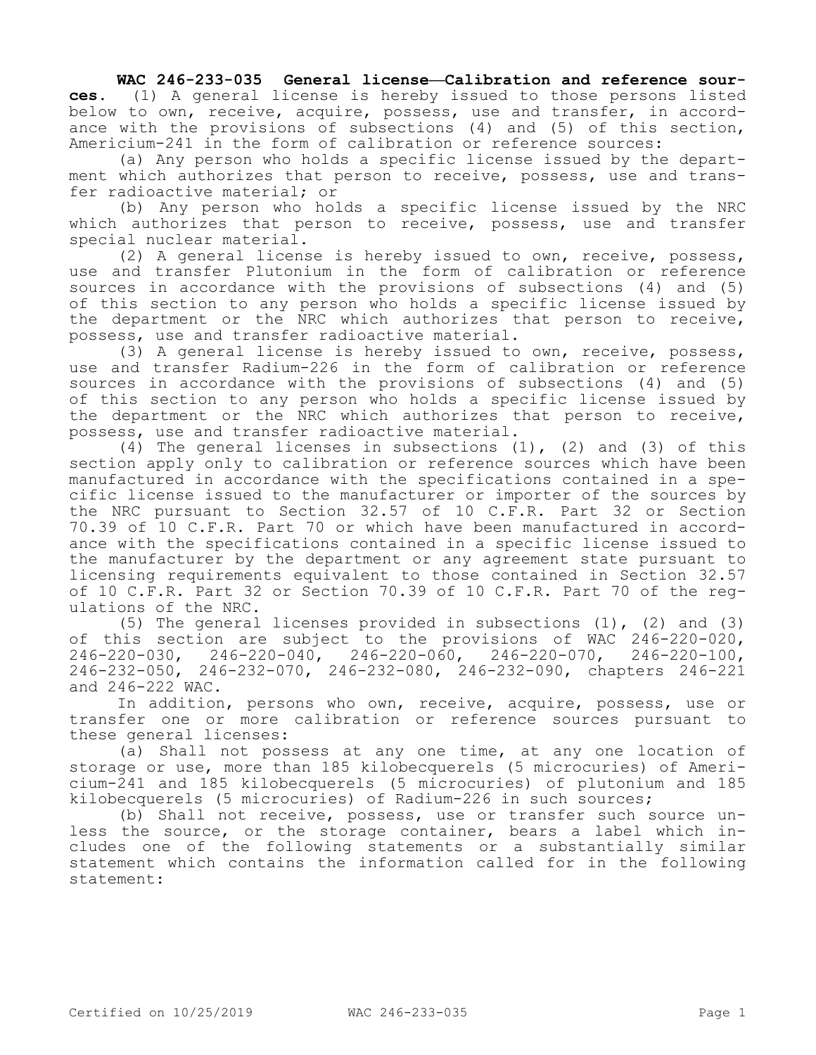**WAC 246-233-035 General license—Calibration and reference sources.** (1) A general license is hereby issued to those persons listed below to own, receive, acquire, possess, use and transfer, in accordance with the provisions of subsections (4) and (5) of this section, Americium-241 in the form of calibration or reference sources:

(a) Any person who holds a specific license issued by the department which authorizes that person to receive, possess, use and transfer radioactive material; or

(b) Any person who holds a specific license issued by the NRC which authorizes that person to receive, possess, use and transfer special nuclear material.

(2) A general license is hereby issued to own, receive, possess, use and transfer Plutonium in the form of calibration or reference sources in accordance with the provisions of subsections (4) and (5) of this section to any person who holds a specific license issued by the department or the NRC which authorizes that person to receive, possess, use and transfer radioactive material.

(3) A general license is hereby issued to own, receive, possess, use and transfer Radium-226 in the form of calibration or reference sources in accordance with the provisions of subsections (4) and (5) of this section to any person who holds a specific license issued by the department or the NRC which authorizes that person to receive, possess, use and transfer radioactive material.

(4) The general licenses in subsections (1), (2) and (3) of this section apply only to calibration or reference sources which have been manufactured in accordance with the specifications contained in a specific license issued to the manufacturer or importer of the sources by the NRC pursuant to Section 32.57 of 10 C.F.R. Part 32 or Section 70.39 of 10 C.F.R. Part 70 or which have been manufactured in accordance with the specifications contained in a specific license issued to the manufacturer by the department or any agreement state pursuant to licensing requirements equivalent to those contained in Section 32.57 of 10 C.F.R. Part 32 or Section 70.39 of 10 C.F.R. Part 70 of the regulations of the NRC.

(5) The general licenses provided in subsections (1), (2) and (3) of this section are subject to the provisions of WAC 246-220-020, 246-220-030, 246-220-040, 246-220-060, 246-220-070, 246-220-100, 246-232-050, 246-232-070, 246-232-080, 246-232-090, chapters 246-221 and 246-222 WAC.

In addition, persons who own, receive, acquire, possess, use or transfer one or more calibration or reference sources pursuant to these general licenses:

(a) Shall not possess at any one time, at any one location of storage or use, more than 185 kilobecquerels (5 microcuries) of Americium-241 and 185 kilobecquerels (5 microcuries) of plutonium and 185 kilobecquerels (5 microcuries) of Radium-226 in such sources;

(b) Shall not receive, possess, use or transfer such source unless the source, or the storage container, bears a label which includes one of the following statements or a substantially similar statement which contains the information called for in the following statement: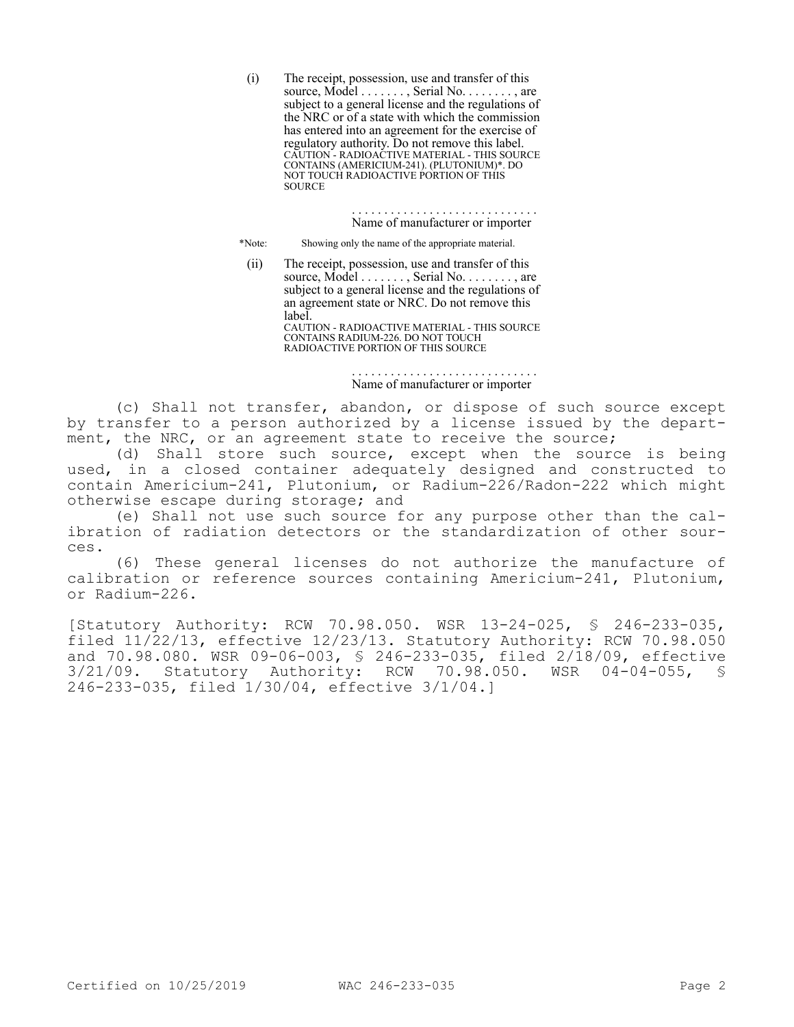(i) The receipt, possession, use and transfer of this source, Model . . . . . . . , Serial No. . . . . . . . . , are subject to a general license and the regulations of the NRC or of a state with which the commission has entered into an agreement for the exercise of regulatory authority. Do not remove this label.
CAUTION - RADIOACTIVE MATERIAL - THIS SOURCE CONTAINS (AMERICIUM-241). (PLUTONIUM)*. DO NOT TOUCH RADIOACTIVE PORTION OF THIS SOURCE

. . . . . . . . . . . . . . . . . . . . . . . . . . . .
Name of manufacturer or importer

*Note: Showing only the name of the appropriate material.

(ii) The receipt, possession, use and transfer of this source, Model . . . . . . . , Serial No. . . . . . . . . , are subject to a general license and the regulations of an agreement state or NRC. Do not remove this label.
CAUTION - RADIOACTIVE MATERIAL - THIS SOURCE CONTAINS RADIUM-226. DO NOT TOUCH RADIOACTIVE PORTION OF THIS SOURCE

. . . . . . . . . . . . . . . . . . . . . . . . . . . .
Name of manufacturer or importer

(c) Shall not transfer, abandon, or dispose of such source except by transfer to a person authorized by a license issued by the department, the NRC, or an agreement state to receive the source;

(d) Shall store such source, except when the source is being used, in a closed container adequately designed and constructed to contain Americium-241, Plutonium, or Radium-226/Radon-222 which might otherwise escape during storage; and

(e) Shall not use such source for any purpose other than the calibration of radiation detectors or the standardization of other sources.

(6) These general licenses do not authorize the manufacture of calibration or reference sources containing Americium-241, Plutonium, or Radium-226.

[Statutory Authority: RCW 70.98.050. WSR 13-24-025, § 246-233-035, filed 11/22/13, effective 12/23/13. Statutory Authority: RCW 70.98.050 and 70.98.080. WSR 09-06-003, § 246-233-035, filed 2/18/09, effective 3/21/09. Statutory Authority: RCW 70.98.050. WSR 04-04-055, § 246-233-035, filed 1/30/04, effective 3/1/04.]